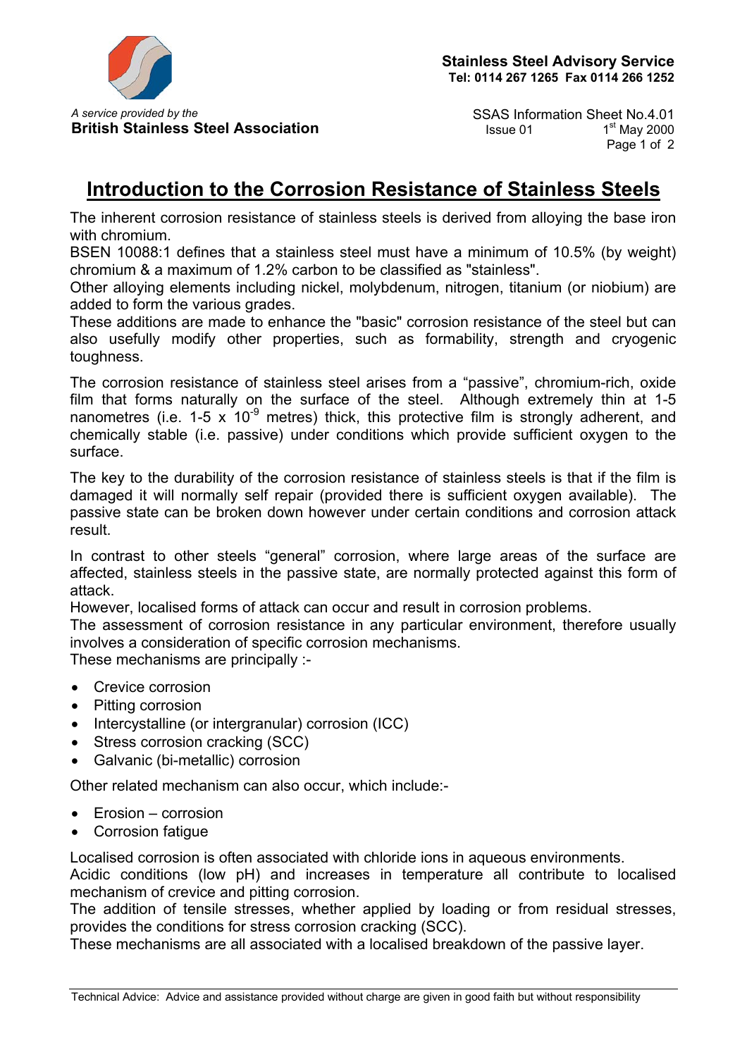Stainless Steel Advisory Service
Tel: 0114 267 1265 Fax 0114 266 1252

*A service provided by the*
**British Stainless Steel Association**

SSAS Information Sheet No.4.01
Issue 01 1st May 2000

# Introduction to the Corrosion Resistance of Stainless Steels

The inherent corrosion resistance of stainless steels is derived from alloying the base iron with chromium.
BSEN 10088:1 defines that a stainless steel must have a minimum of 10.5% (by weight) chromium & a maximum of 1.2% carbon to be classified as "stainless".
Other alloying elements including nickel, molybdenum, nitrogen, titanium (or niobium) are added to form the various grades.
These additions are made to enhance the "basic" corrosion resistance of the steel but can also usefully modify other properties, such as formability, strength and cryogenic toughness.

The corrosion resistance of stainless steel arises from a "passive", chromium-rich, oxide film that forms naturally on the surface of the steel. Although extremely thin at 1-5 nanometres (i.e. 1-5 x $10^{-9}$ metres) thick, this protective film is strongly adherent, and chemically stable (i.e. passive) under conditions which provide sufficient oxygen to the surface.

The key to the durability of the corrosion resistance of stainless steels is that if the film is damaged it will normally self repair (provided there is sufficient oxygen available). The passive state can be broken down however under certain conditions and corrosion attack result.

In contrast to other steels "general" corrosion, where large areas of the surface are affected, stainless steels in the passive state, are normally protected against this form of attack.
However, localised forms of attack can occur and result in corrosion problems.
The assessment of corrosion resistance in any particular environment, therefore usually involves a consideration of specific corrosion mechanisms.
These mechanisms are principally :-

- Crevice corrosion
- Pitting corrosion
- Intercystalline (or intergranular) corrosion (ICC)
- Stress corrosion cracking (SCC)
- Galvanic (bi-metallic) corrosion

Other related mechanism can also occur, which include:-

- Erosion – corrosion
- Corrosion fatigue

Localised corrosion is often associated with chloride ions in aqueous environments.
Acidic conditions (low pH) and increases in temperature all contribute to localised mechanism of crevice and pitting corrosion.
The addition of tensile stresses, whether applied by loading or from residual stresses, provides the conditions for stress corrosion cracking (SCC).
These mechanisms are all associated with a localised breakdown of the passive layer.

Technical Advice: Advice and assistance provided without charge are given in good faith but without responsibility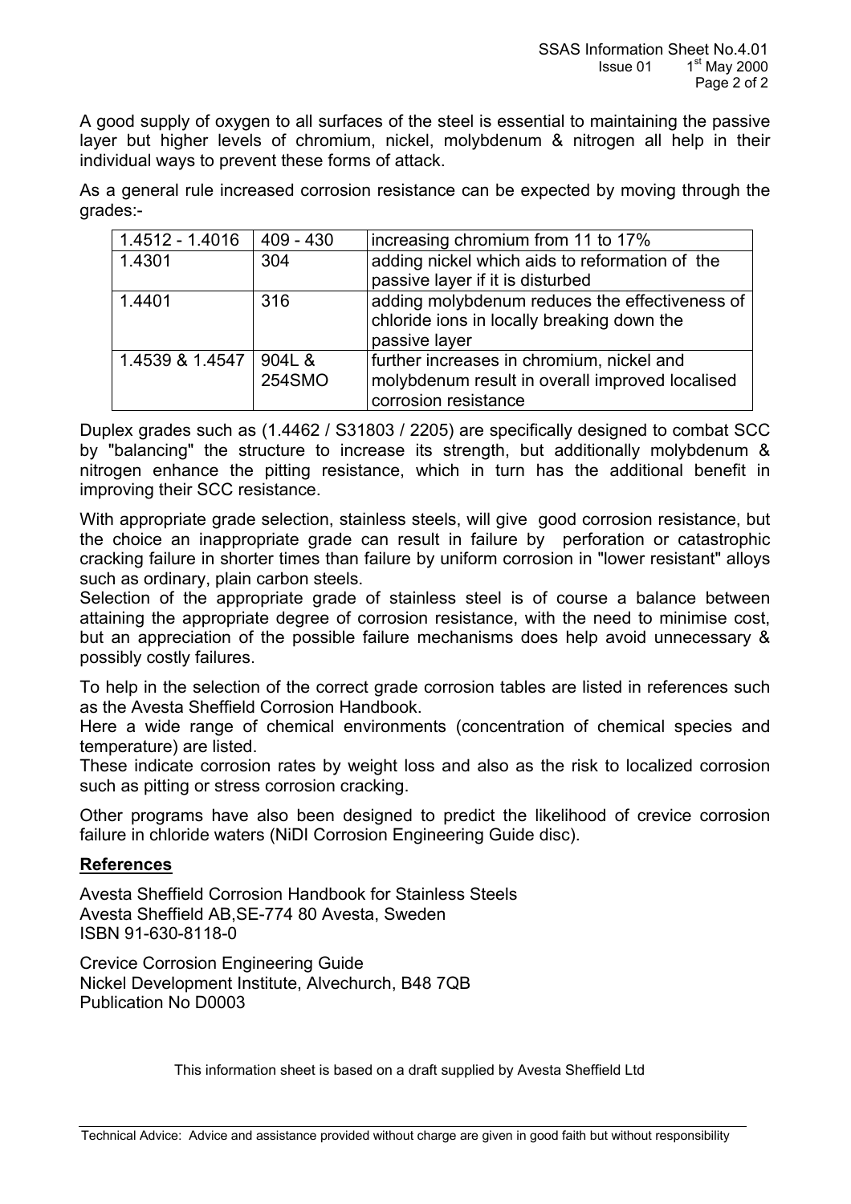A good supply of oxygen to all surfaces of the steel is essential to maintaining the passive layer but higher levels of chromium, nickel, molybdenum & nitrogen all help in their individual ways to prevent these forms of attack.

As a general rule increased corrosion resistance can be expected by moving through the grades:-

| | | |
|---|---|---|
| 1.4512 - 1.4016 | 409 - 430 | increasing chromium from 11 to 17% |
| 1.4301 | 304 | adding nickel which aids to reformation of the passive layer if it is disturbed |
| 1.4401 | 316 | adding molybdenum reduces the effectiveness of chloride ions in locally breaking down the passive layer |
| 1.4539 & 1.4547 | 904L & 254SMO | further increases in chromium, nickel and molybdenum result in overall improved localised corrosion resistance |

Duplex grades such as (1.4462 / S31803 / 2205) are specifically designed to combat SCC by "balancing" the structure to increase its strength, but additionally molybdenum & nitrogen enhance the pitting resistance, which in turn has the additional benefit in improving their SCC resistance.

With appropriate grade selection, stainless steels, will give good corrosion resistance, but the choice an inappropriate grade can result in failure by perforation or catastrophic cracking failure in shorter times than failure by uniform corrosion in "lower resistant" alloys such as ordinary, plain carbon steels.

Selection of the appropriate grade of stainless steel is of course a balance between attaining the appropriate degree of corrosion resistance, with the need to minimise cost, but an appreciation of the possible failure mechanisms does help avoid unnecessary & possibly costly failures.

To help in the selection of the correct grade corrosion tables are listed in references such as the Avesta Sheffield Corrosion Handbook.

Here a wide range of chemical environments (concentration of chemical species and temperature) are listed.

These indicate corrosion rates by weight loss and also as the risk to localized corrosion such as pitting or stress corrosion cracking.

Other programs have also been designed to predict the likelihood of crevice corrosion failure in chloride waters (NiDI Corrosion Engineering Guide disc).

## References

Avesta Sheffield Corrosion Handbook for Stainless Steels
Avesta Sheffield AB,SE-774 80 Avesta, Sweden
ISBN 91-630-8118-0

Crevice Corrosion Engineering Guide
Nickel Development Institute, Alvechurch, B48 7QB
Publication No D0003

This information sheet is based on a draft supplied by Avesta Sheffield Ltd

Technical Advice: Advice and assistance provided without charge are given in good faith but without responsibility